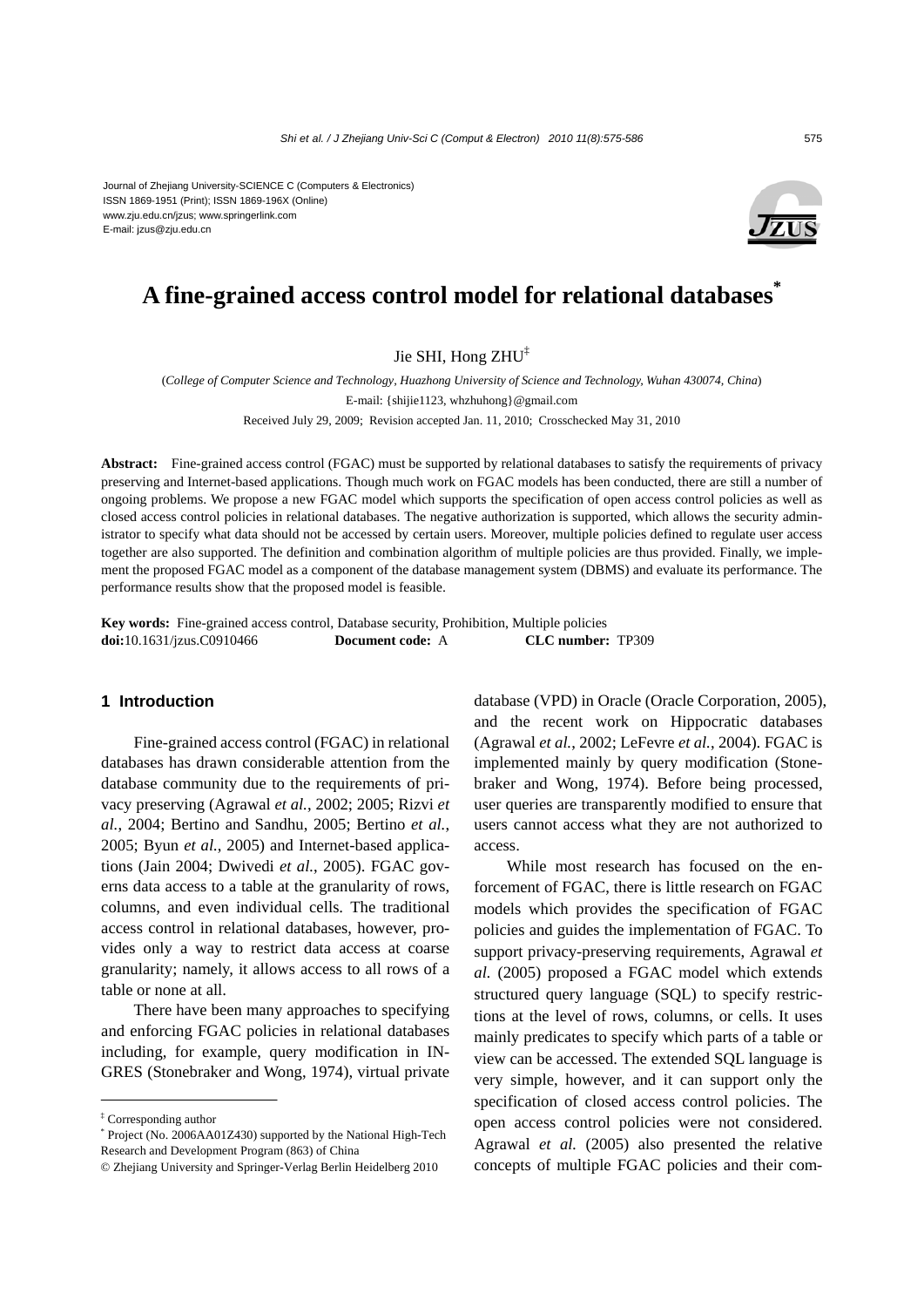Journal of Zhejiang University-SCIENCE C (Computers & Electronics)
ISSN 1869-1951 (Print); ISSN 1869-196X (Online)
www.zju.edu.cn/jzus; www.springerlink.com
E-mail: jzus@zju.edu.cn

# A fine-grained access control model for relational databases*

Jie SHI, Hong ZHU‡

(*College of Computer Science and Technology, Huazhong University of Science and Technology, Wuhan 430074, China*)

E-mail: {shijie1123, whzhuhong}@gmail.com

Received July 29, 2009; Revision accepted Jan. 11, 2010; Crosschecked May 31, 2010

**Abstract:** Fine-grained access control (FGAC) must be supported by relational databases to satisfy the requirements of privacy preserving and Internet-based applications. Though much work on FGAC models has been conducted, there are still a number of ongoing problems. We propose a new FGAC model which supports the specification of open access control policies as well as closed access control policies in relational databases. The negative authorization is supported, which allows the security administrator to specify what data should not be accessed by certain users. Moreover, multiple policies defined to regulate user access together are also supported. The definition and combination algorithm of multiple policies are thus provided. Finally, we implement the proposed FGAC model as a component of the database management system (DBMS) and evaluate its performance. The performance results show that the proposed model is feasible.

**Key words:** Fine-grained access control, Database security, Prohibition, Multiple policies
**doi:**10.1631/jzus.C0910466 **Document code:** A **CLC number:** TP309

## 1 Introduction

Fine-grained access control (FGAC) in relational databases has drawn considerable attention from the database community due to the requirements of privacy preserving (Agrawal *et al.*, 2002; 2005; Rizvi *et al.*, 2004; Bertino and Sandhu, 2005; Bertino *et al.*, 2005; Byun *et al.*, 2005) and Internet-based applications (Jain 2004; Dwivedi *et al.*, 2005). FGAC governs data access to a table at the granularity of rows, columns, and even individual cells. The traditional access control in relational databases, however, provides only a way to restrict data access at coarse granularity; namely, it allows access to all rows of a table or none at all.

There have been many approaches to specifying and enforcing FGAC policies in relational databases including, for example, query modification in INGRES (Stonebraker and Wong, 1974), virtual private database (VPD) in Oracle (Oracle Corporation, 2005), and the recent work on Hippocratic databases (Agrawal *et al.*, 2002; LeFevre *et al.*, 2004). FGAC is implemented mainly by query modification (Stonebraker and Wong, 1974). Before being processed, user queries are transparently modified to ensure that users cannot access what they are not authorized to access.

While most research has focused on the enforcement of FGAC, there is little research on FGAC models which provides the specification of FGAC policies and guides the implementation of FGAC. To support privacy-preserving requirements, Agrawal *et al.* (2005) proposed a FGAC model which extends structured query language (SQL) to specify restrictions at the level of rows, columns, or cells. It uses mainly predicates to specify which parts of a table or view can be accessed. The extended SQL language is very simple, however, and it can support only the specification of closed access control policies. The open access control policies were not considered. Agrawal *et al.* (2005) also presented the relative concepts of multiple FGAC policies and their com-

---

‡ Corresponding author

\* Project (No. 2006AA01Z430) supported by the National High-Tech Research and Development Program (863) of China

© Zhejiang University and Springer-Verlag Berlin Heidelberg 2010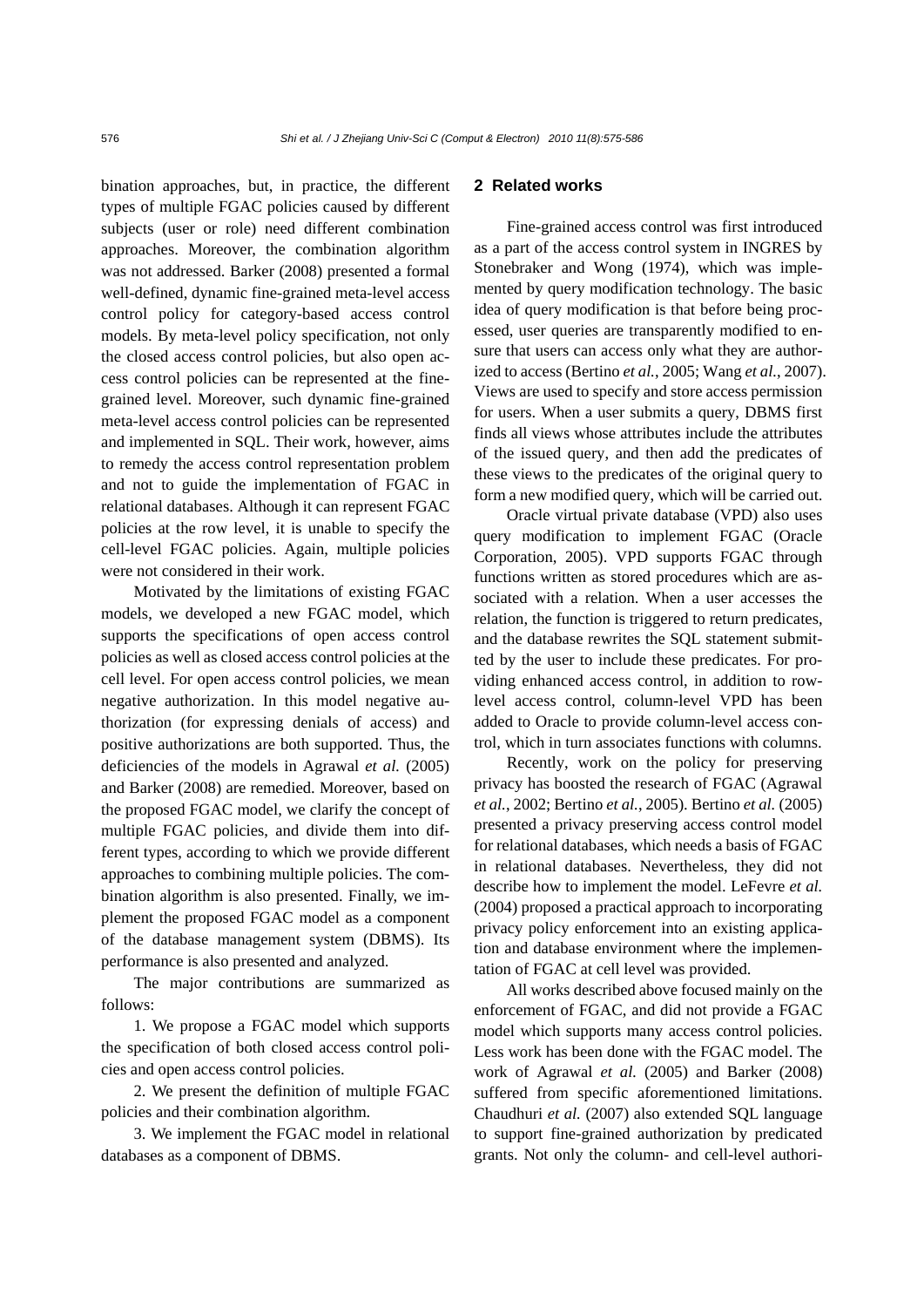bination approaches, but, in practice, the different types of multiple FGAC policies caused by different subjects (user or role) need different combination approaches. Moreover, the combination algorithm was not addressed. Barker (2008) presented a formal well-defined, dynamic fine-grained meta-level access control policy for category-based access control models. By meta-level policy specification, not only the closed access control policies, but also open access control policies can be represented at the fine-grained level. Moreover, such dynamic fine-grained meta-level access control policies can be represented and implemented in SQL. Their work, however, aims to remedy the access control representation problem and not to guide the implementation of FGAC in relational databases. Although it can represent FGAC policies at the row level, it is unable to specify the cell-level FGAC policies. Again, multiple policies were not considered in their work.

Motivated by the limitations of existing FGAC models, we developed a new FGAC model, which supports the specifications of open access control policies as well as closed access control policies at the cell level. For open access control policies, we mean negative authorization. In this model negative authorization (for expressing denials of access) and positive authorizations are both supported. Thus, the deficiencies of the models in Agrawal *et al.* (2005) and Barker (2008) are remedied. Moreover, based on the proposed FGAC model, we clarify the concept of multiple FGAC policies, and divide them into different types, according to which we provide different approaches to combining multiple policies. The combination algorithm is also presented. Finally, we implement the proposed FGAC model as a component of the database management system (DBMS). Its performance is also presented and analyzed.

The major contributions are summarized as follows:

1. We propose a FGAC model which supports the specification of both closed access control policies and open access control policies.

2. We present the definition of multiple FGAC policies and their combination algorithm.

3. We implement the FGAC model in relational databases as a component of DBMS.

## 2 Related works

Fine-grained access control was first introduced as a part of the access control system in INGRES by Stonebraker and Wong (1974), which was implemented by query modification technology. The basic idea of query modification is that before being processed, user queries are transparently modified to ensure that users can access only what they are authorized to access (Bertino *et al.*, 2005; Wang *et al.*, 2007). Views are used to specify and store access permission for users. When a user submits a query, DBMS first finds all views whose attributes include the attributes of the issued query, and then add the predicates of these views to the predicates of the original query to form a new modified query, which will be carried out.

Oracle virtual private database (VPD) also uses query modification to implement FGAC (Oracle Corporation, 2005). VPD supports FGAC through functions written as stored procedures which are associated with a relation. When a user accesses the relation, the function is triggered to return predicates, and the database rewrites the SQL statement submitted by the user to include these predicates. For providing enhanced access control, in addition to row-level access control, column-level VPD has been added to Oracle to provide column-level access control, which in turn associates functions with columns.

Recently, work on the policy for preserving privacy has boosted the research of FGAC (Agrawal *et al.*, 2002; Bertino *et al.*, 2005). Bertino *et al.* (2005) presented a privacy preserving access control model for relational databases, which needs a basis of FGAC in relational databases. Nevertheless, they did not describe how to implement the model. LeFevre *et al.* (2004) proposed a practical approach to incorporating privacy policy enforcement into an existing application and database environment where the implementation of FGAC at cell level was provided.

All works described above focused mainly on the enforcement of FGAC, and did not provide a FGAC model which supports many access control policies. Less work has been done with the FGAC model. The work of Agrawal *et al.* (2005) and Barker (2008) suffered from specific aforementioned limitations. Chaudhuri *et al.* (2007) also extended SQL language to support fine-grained authorization by predicated grants. Not only the column- and cell-level authori-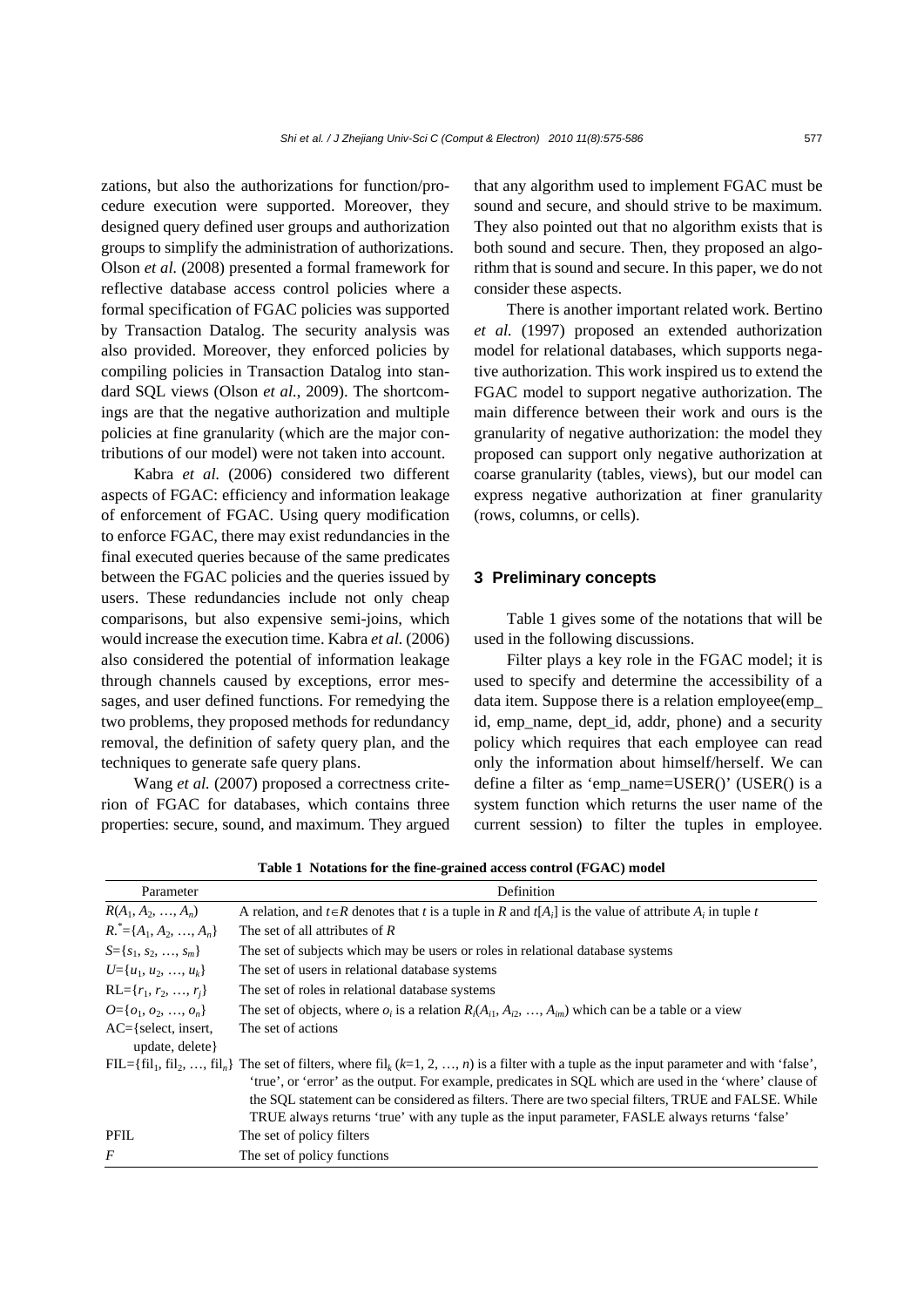zations, but also the authorizations for function/procedure execution were supported. Moreover, they designed query defined user groups and authorization groups to simplify the administration of authorizations. Olson *et al.* (2008) presented a formal framework for reflective database access control policies where a formal specification of FGAC policies was supported by Transaction Datalog. The security analysis was also provided. Moreover, they enforced policies by compiling policies in Transaction Datalog into standard SQL views (Olson *et al.*, 2009). The shortcomings are that the negative authorization and multiple policies at fine granularity (which are the major contributions of our model) were not taken into account.

Kabra *et al.* (2006) considered two different aspects of FGAC: efficiency and information leakage of enforcement of FGAC. Using query modification to enforce FGAC, there may exist redundancies in the final executed queries because of the same predicates between the FGAC policies and the queries issued by users. These redundancies include not only cheap comparisons, but also expensive semi-joins, which would increase the execution time. Kabra *et al.* (2006) also considered the potential of information leakage through channels caused by exceptions, error messages, and user defined functions. For remedying the two problems, they proposed methods for redundancy removal, the definition of safety query plan, and the techniques to generate safe query plans.

Wang *et al.* (2007) proposed a correctness criterion of FGAC for databases, which contains three properties: secure, sound, and maximum. They argued that any algorithm used to implement FGAC must be sound and secure, and should strive to be maximum. They also pointed out that no algorithm exists that is both sound and secure. Then, they proposed an algorithm that is sound and secure. In this paper, we do not consider these aspects.

There is another important related work. Bertino *et al.* (1997) proposed an extended authorization model for relational databases, which supports negative authorization. This work inspired us to extend the FGAC model to support negative authorization. The main difference between their work and ours is the granularity of negative authorization: the model they proposed can support only negative authorization at coarse granularity (tables, views), but our model can express negative authorization at finer granularity (rows, columns, or cells).

## 3 Preliminary concepts

Table 1 gives some of the notations that will be used in the following discussions.

Filter plays a key role in the FGAC model; it is used to specify and determine the accessibility of a data item. Suppose there is a relation employee(emp_id, emp_name, dept_id, addr, phone) and a security policy which requires that each employee can read only the information about himself/herself. We can define a filter as 'emp_name=USER()' (USER() is a system function which returns the user name of the current session) to filter the tuples in employee.

**Table 1 Notations for the fine-grained access control (FGAC) model**

| Parameter | Definition |
|---|---|
| $R(A_1, A_2, \ldots, A_n)$ | A relation, and $t \in R$ denotes that $t$ is a tuple in $R$ and $t[A_i]$ is the value of attribute $A_i$ in tuple $t$ |
| $R.^* = \{A_1, A_2, \ldots, A_n\}$ | The set of all attributes of $R$ |
| $S = \{s_1, s_2, \ldots, s_m\}$ | The set of subjects which may be users or roles in relational database systems |
| $U = \{u_1, u_2, \ldots, u_k\}$ | The set of users in relational database systems |
| $\mathrm{RL} = \{r_1, r_2, \ldots, r_j\}$ | The set of roles in relational database systems |
| $O = \{o_1, o_2, \ldots, o_n\}$ | The set of objects, where $o_i$ is a relation $R_i(A_{i1}, A_{i2}, \ldots, A_{im})$ which can be a table or a view |
| AC={select, insert, update, delete} | The set of actions |
| $\mathrm{FIL} = \{\mathrm{fil}_1, \mathrm{fil}_2, \ldots, \mathrm{fil}_n\}$ | The set of filters, where $\mathrm{fil}_k$ ($k$=1, 2, …, $n$) is a filter with a tuple as the input parameter and with 'false', 'true', or 'error' as the output. For example, predicates in SQL which are used in the 'where' clause of the SQL statement can be considered as filters. There are two special filters, TRUE and FALSE. While TRUE always returns 'true' with any tuple as the input parameter, FASLE always returns 'false' |
| PFIL | The set of policy filters |
| $F$ | The set of policy functions |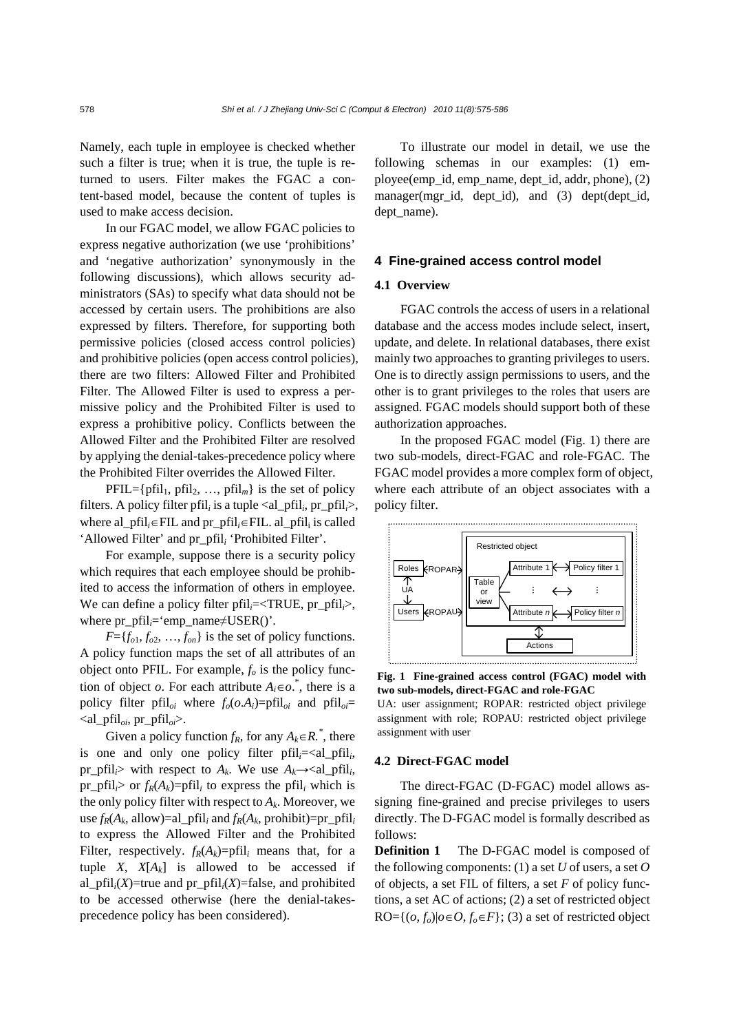Namely, each tuple in employee is checked whether such a filter is true; when it is true, the tuple is returned to users. Filter makes the FGAC a content-based model, because the content of tuples is used to make access decision.

In our FGAC model, we allow FGAC policies to express negative authorization (we use 'prohibitions' and 'negative authorization' synonymously in the following discussions), which allows security administrators (SAs) to specify what data should not be accessed by certain users. The prohibitions are also expressed by filters. Therefore, for supporting both permissive policies (closed access control policies) and prohibitive policies (open access control policies), there are two filters: Allowed Filter and Prohibited Filter. The Allowed Filter is used to express a permissive policy and the Prohibited Filter is used to express a prohibitive policy. Conflicts between the Allowed Filter and the Prohibited Filter are resolved by applying the denial-takes-precedence policy where the Prohibited Filter overrides the Allowed Filter.

PFIL={$\text{pfil}_1$, $\text{pfil}_2$, …, $\text{pfil}_m$} is the set of policy filters. A policy filter $\text{pfil}_i$ is a tuple <$\text{al\_pfil}_i$, $\text{pr\_pfil}_i$>, where $\text{al\_pfil}_i \in$FIL and $\text{pr\_pfil}_i \in$FIL. $\text{al\_pfil}_i$ is called 'Allowed Filter' and $\text{pr\_pfil}_i$ 'Prohibited Filter'.

For example, suppose there is a security policy which requires that each employee should be prohibited to access the information of others in employee. We can define a policy filter $\text{pfil}_i$=<TRUE, $\text{pr\_pfil}_i$>, where $\text{pr\_pfil}_i$='emp_name≠USER()'.

$F$={$f_{o1}$, $f_{o2}$, …, $f_{on}$} is the set of policy functions. A policy function maps the set of all attributes of an object onto PFIL. For example, $f_o$ is the policy function of object $o$. For each attribute $A_i \in o.^*$, there is a policy filter $\text{pfil}_{oi}$ where $f_o(o.A_i)=\text{pfil}_{oi}$ and $\text{pfil}_{oi}$= <$\text{al\_pfil}_{oi}$, $\text{pr\_pfil}_{oi}$>.

Given a policy function $f_R$, for any $A_k \in R.^*$, there is one and only one policy filter $\text{pfil}_i$=<$\text{al\_pfil}_i$, $\text{pr\_pfil}_i$> with respect to $A_k$. We use $A_k \rightarrow$<$\text{al\_pfil}_i$, $\text{pr\_pfil}_i$> or $f_R(A_k)=\text{pfil}_i$ to express the $\text{pfil}_i$ which is the only policy filter with respect to $A_k$. Moreover, we use $f_R(A_k, \text{allow})=\text{al\_pfil}_i$ and $f_R(A_k, \text{prohibit})=\text{pr\_pfil}_i$ to express the Allowed Filter and the Prohibited Filter, respectively. $f_R(A_k)=\text{pfil}_i$ means that, for a tuple $X$, $X[A_k]$ is allowed to be accessed if $\text{al\_pfil}_i(X)$=true and $\text{pr\_pfil}_i(X)$=false, and prohibited to be accessed otherwise (here the denial-takes-precedence policy has been considered).

To illustrate our model in detail, we use the following schemas in our examples: (1) employee(emp_id, emp_name, dept_id, addr, phone), (2) manager(mgr_id, dept_id), and (3) dept(dept_id, dept_name).

## 4 Fine-grained access control model

### 4.1 Overview

FGAC controls the access of users in a relational database and the access modes include select, insert, update, and delete. In relational databases, there exist mainly two approaches to granting privileges to users. One is to directly assign permissions to users, and the other is to grant privileges to the roles that users are assigned. FGAC models should support both of these authorization approaches.

In the proposed FGAC model (Fig. 1) there are two sub-models, direct-FGAC and role-FGAC. The FGAC model provides a more complex form of object, where each attribute of an object associates with a policy filter.

**Fig. 1 Fine-grained access control (FGAC) model with two sub-models, direct-FGAC and role-FGAC**

UA: user assignment; ROPAR: restricted object privilege assignment with role; ROPAU: restricted object privilege assignment with user

### 4.2 Direct-FGAC model

The direct-FGAC (D-FGAC) model allows assigning fine-grained and precise privileges to users directly. The D-FGAC model is formally described as follows:

**Definition 1** The D-FGAC model is composed of the following components: (1) a set $U$ of users, a set $O$ of objects, a set FIL of filters, a set $F$ of policy functions, a set AC of actions; (2) a set of restricted object RO={($o$, $f_o$)|$o \in O$, $f_o \in F$}; (3) a set of restricted object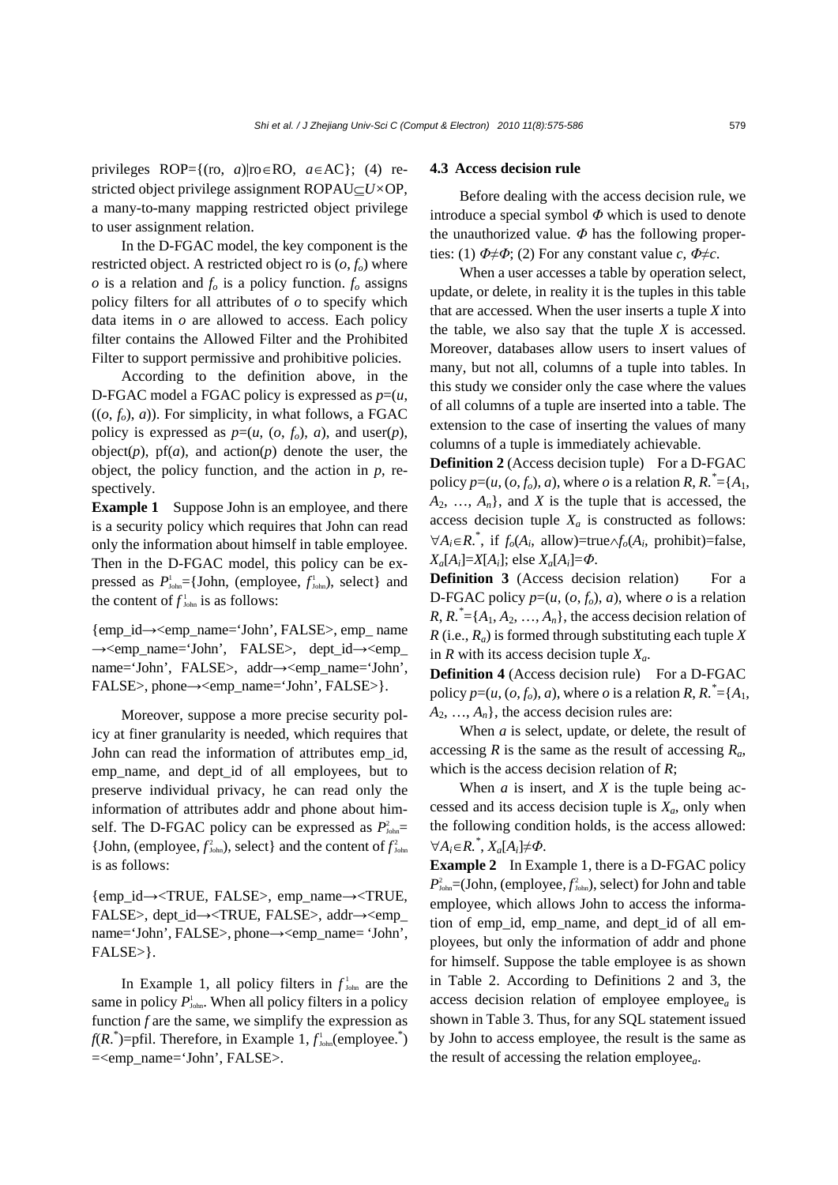privileges ROP={(ro, $a$)|ro∈RO, $a$∈AC}; (4) restricted object privilege assignment ROPAU⊆$U$×OP, a many-to-many mapping restricted object privilege to user assignment relation.

In the D-FGAC model, the key component is the restricted object. A restricted object ro is ($o$, $f_o$) where $o$ is a relation and $f_o$ is a policy function. $f_o$ assigns policy filters for all attributes of $o$ to specify which data items in $o$ are allowed to access. Each policy filter contains the Allowed Filter and the Prohibited Filter to support permissive and prohibitive policies.

According to the definition above, in the D-FGAC model a FGAC policy is expressed as $p$=($u$, (($o$, $f_o$), $a$)). For simplicity, in what follows, a FGAC policy is expressed as $p$=($u$, ($o$, $f_o$), $a$), and user($p$), object($p$), pf($a$), and action($p$) denote the user, the object, the policy function, and the action in $p$, respectively.

**Example 1** Suppose John is an employee, and there is a security policy which requires that John can read only the information about himself in table employee. Then in the D-FGAC model, this policy can be expressed as $P^1_{\text{John}}$={John, (employee, $f^1_{\text{John}}$), select} and the content of $f^1_{\text{John}}$ is as follows:

{emp_id→<emp_name='John', FALSE>, emp_ name →<emp_name='John', FALSE>, dept_id→<emp_ name='John', FALSE>, addr→<emp_name='John', FALSE>, phone→<emp_name='John', FALSE>}.

Moreover, suppose a more precise security policy at finer granularity is needed, which requires that John can read the information of attributes emp_id, emp_name, and dept_id of all employees, but to preserve individual privacy, he can read only the information of attributes addr and phone about himself. The D-FGAC policy can be expressed as $P^2_{\text{John}}$= {John, (employee, $f^2_{\text{John}}$), select} and the content of $f^2_{\text{John}}$ is as follows:

{emp_id→<TRUE, FALSE>, emp_name→<TRUE, FALSE>, dept_id→<TRUE, FALSE>, addr→<emp_ name='John', FALSE>, phone→<emp_name= 'John', FALSE>}.

In Example 1, all policy filters in $f^1_{\text{John}}$ are the same in policy $P^1_{\text{John}}$. When all policy filters in a policy function $f$ are the same, we simplify the expression as $f(R.^*)$=pfil. Therefore, in Example 1, $f^1_{\text{John}}$(employee.$^*$) =<emp_name='John', FALSE>.

### 4.3 Access decision rule

Before dealing with the access decision rule, we introduce a special symbol $\Phi$ which is used to denote the unauthorized value. $\Phi$ has the following properties: (1) $\Phi \neq \Phi$; (2) For any constant value $c$, $\Phi \neq c$.

When a user accesses a table by operation select, update, or delete, in reality it is the tuples in this table that are accessed. When the user inserts a tuple $X$ into the table, we also say that the tuple $X$ is accessed. Moreover, databases allow users to insert values of many, but not all, columns of a tuple into tables. In this study we consider only the case where the values of all columns of a tuple are inserted into a table. The extension to the case of inserting the values of many columns of a tuple is immediately achievable.

**Definition 2** (Access decision tuple) For a D-FGAC policy $p$=($u$, ($o$, $f_o$), $a$), where $o$ is a relation $R$, $R.^*$={$A_1$, $A_2$, …, $A_n$}, and $X$ is the tuple that is accessed, the access decision tuple $X_a$ is constructed as follows: $\forall A_i \in R.^*$, if $f_o(A_i$, allow)=true∧$f_o(A_i$, prohibit)=false, $X_a[A_i]=X[A_i]$; else $X_a[A_i]=\Phi$.

**Definition 3** (Access decision relation) For a D-FGAC policy $p$=($u$, ($o$, $f_o$), $a$), where $o$ is a relation $R$, $R.^*$={$A_1$, $A_2$, …, $A_n$}, the access decision relation of $R$ (i.e., $R_a$) is formed through substituting each tuple $X$ in $R$ with its access decision tuple $X_a$.

**Definition 4** (Access decision rule) For a D-FGAC policy $p$=($u$, ($o$, $f_o$), $a$), where $o$ is a relation $R$, $R.^*$={$A_1$, $A_2$, …, $A_n$}, the access decision rules are:

When $a$ is select, update, or delete, the result of accessing $R$ is the same as the result of accessing $R_a$, which is the access decision relation of $R$;

When $a$ is insert, and $X$ is the tuple being accessed and its access decision tuple is $X_a$, only when the following condition holds, is the access allowed: $\forall A_i \in R.^*$, $X_a[A_i] \neq \Phi$.

**Example 2** In Example 1, there is a D-FGAC policy $P^2_{\text{John}}$=(John, (employee, $f^2_{\text{John}}$), select) for John and table employee, which allows John to access the information of emp_id, emp_name, and dept_id of all employees, but only the information of addr and phone for himself. Suppose the table employee is as shown in Table 2. According to Definitions 2 and 3, the access decision relation of employee employee$_a$ is shown in Table 3. Thus, for any SQL statement issued by John to access employee, the result is the same as the result of accessing the relation employee$_a$.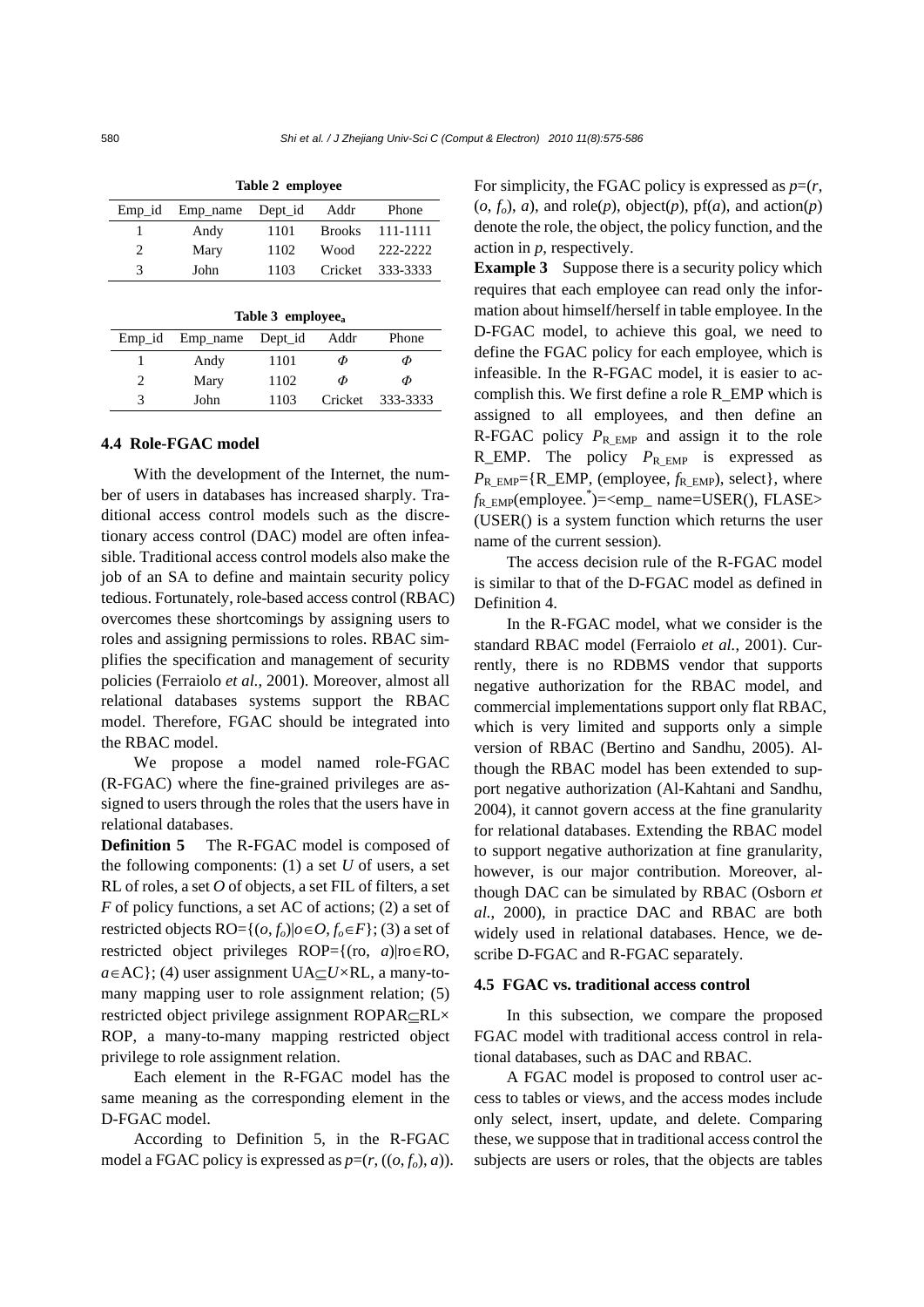**Table 2 employee**

| Emp_id | Emp_name | Dept_id | Addr | Phone |
|---|---|---|---|---|
| 1 | Andy | 1101 | Brooks | 111-1111 |
| 2 | Mary | 1102 | Wood | 222-2222 |
| 3 | John | 1103 | Cricket | 333-3333 |

**Table 3 employee$_a$**

| Emp_id | Emp_name | Dept_id | Addr | Phone |
|---|---|---|---|---|
| 1 | Andy | 1101 | $\Phi$ | $\Phi$ |
| 2 | Mary | 1102 | $\Phi$ | $\Phi$ |
| 3 | John | 1103 | Cricket | 333-3333 |

### 4.4 Role-FGAC model

With the development of the Internet, the number of users in databases has increased sharply. Traditional access control models such as the discretionary access control (DAC) model are often infeasible. Traditional access control models also make the job of an SA to define and maintain security policy tedious. Fortunately, role-based access control (RBAC) overcomes these shortcomings by assigning users to roles and assigning permissions to roles. RBAC simplifies the specification and management of security policies (Ferraiolo *et al.*, 2001). Moreover, almost all relational databases systems support the RBAC model. Therefore, FGAC should be integrated into the RBAC model.

We propose a model named role-FGAC (R-FGAC) where the fine-grained privileges are assigned to users through the roles that the users have in relational databases.

**Definition 5** The R-FGAC model is composed of the following components: (1) a set $U$ of users, a set RL of roles, a set $O$ of objects, a set FIL of filters, a set $F$ of policy functions, a set AC of actions; (2) a set of restricted objects RO=$\{(o, f_o)|o\in O, f_o\in F\}$; (3) a set of restricted object privileges ROP=$\{(\text{ro}, a)|\text{ro}\in \text{RO}, a\in \text{AC}\}$; (4) user assignment UA$\subseteq U\times$RL, a many-to-many mapping user to role assignment relation; (5) restricted object privilege assignment ROPAR$\subseteq$RL$\times$ ROP, a many-to-many mapping restricted object privilege to role assignment relation.

Each element in the R-FGAC model has the same meaning as the corresponding element in the D-FGAC model.

According to Definition 5, in the R-FGAC model a FGAC policy is expressed as $p=(r, ((o, f_o), a))$. For simplicity, the FGAC policy is expressed as $p=(r, (o, f_o), a)$, and role($p$), object($p$), pf($a$), and action($p$) denote the role, the object, the policy function, and the action in $p$, respectively.

**Example 3** Suppose there is a security policy which requires that each employee can read only the information about himself/herself in table employee. In the D-FGAC model, to achieve this goal, we need to define the FGAC policy for each employee, which is infeasible. In the R-FGAC model, it is easier to accomplish this. We first define a role R_EMP which is assigned to all employees, and then define an R-FGAC policy $P_{\text{R\_EMP}}$ and assign it to the role R_EMP. The policy $P_{\text{R\_EMP}}$ is expressed as $P_{\text{R\_EMP}}$={R_EMP, (employee, $f_{\text{R\_EMP}}$), select}, where $f_{\text{R\_EMP}}$(employee.$^*$)=<emp_ name=USER(), FLASE> (USER() is a system function which returns the user name of the current session).

The access decision rule of the R-FGAC model is similar to that of the D-FGAC model as defined in Definition 4.

In the R-FGAC model, what we consider is the standard RBAC model (Ferraiolo *et al.*, 2001). Currently, there is no RDBMS vendor that supports negative authorization for the RBAC model, and commercial implementations support only flat RBAC, which is very limited and supports only a simple version of RBAC (Bertino and Sandhu, 2005). Although the RBAC model has been extended to support negative authorization (Al-Kahtani and Sandhu, 2004), it cannot govern access at the fine granularity for relational databases. Extending the RBAC model to support negative authorization at fine granularity, however, is our major contribution. Moreover, although DAC can be simulated by RBAC (Osborn *et al.*, 2000), in practice DAC and RBAC are both widely used in relational databases. Hence, we describe D-FGAC and R-FGAC separately.

### 4.5 FGAC vs. traditional access control

In this subsection, we compare the proposed FGAC model with traditional access control in relational databases, such as DAC and RBAC.

A FGAC model is proposed to control user access to tables or views, and the access modes include only select, insert, update, and delete. Comparing these, we suppose that in traditional access control the subjects are users or roles, that the objects are tables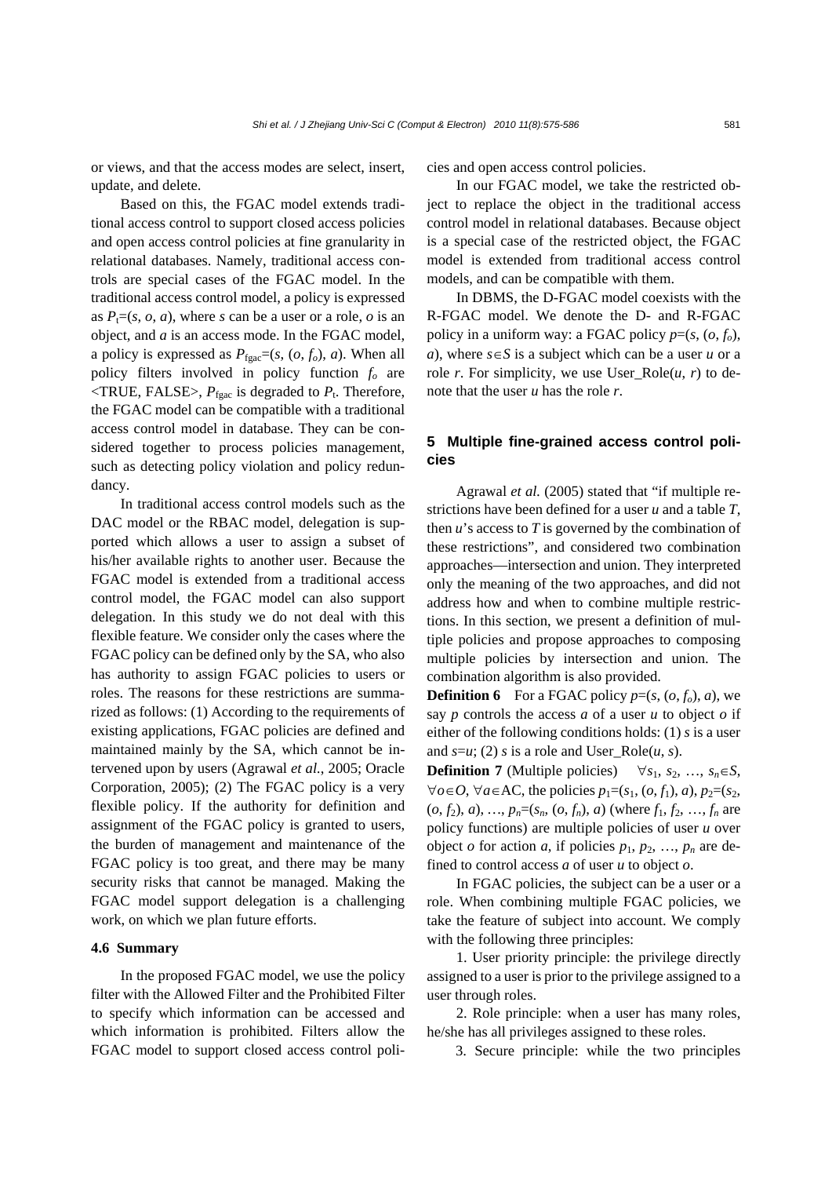or views, and that the access modes are select, insert, update, and delete.

Based on this, the FGAC model extends traditional access control to support closed access policies and open access control policies at fine granularity in relational databases. Namely, traditional access controls are special cases of the FGAC model. In the traditional access control model, a policy is expressed as $P_t=(s, o, a)$, where $s$ can be a user or a role, $o$ is an object, and $a$ is an access mode. In the FGAC model, a policy is expressed as $P_{fgac}=(s, (o, f_o), a)$. When all policy filters involved in policy function $f_o$ are <TRUE, FALSE>, $P_{fgac}$ is degraded to $P_t$. Therefore, the FGAC model can be compatible with a traditional access control model in database. They can be considered together to process policies management, such as detecting policy violation and policy redundancy.

In traditional access control models such as the DAC model or the RBAC model, delegation is supported which allows a user to assign a subset of his/her available rights to another user. Because the FGAC model is extended from a traditional access control model, the FGAC model can also support delegation. In this study we do not deal with this flexible feature. We consider only the cases where the FGAC policy can be defined only by the SA, who also has authority to assign FGAC policies to users or roles. The reasons for these restrictions are summarized as follows: (1) According to the requirements of existing applications, FGAC policies are defined and maintained mainly by the SA, which cannot be intervened upon by users (Agrawal *et al.*, 2005; Oracle Corporation, 2005); (2) The FGAC policy is a very flexible policy. If the authority for definition and assignment of the FGAC policy is granted to users, the burden of management and maintenance of the FGAC policy is too great, and there may be many security risks that cannot be managed. Making the FGAC model support delegation is a challenging work, on which we plan future efforts.

### 4.6 Summary

In the proposed FGAC model, we use the policy filter with the Allowed Filter and the Prohibited Filter to specify which information can be accessed and which information is prohibited. Filters allow the FGAC model to support closed access control policies and open access control policies.

In our FGAC model, we take the restricted object to replace the object in the traditional access control model in relational databases. Because object is a special case of the restricted object, the FGAC model is extended from traditional access control models, and can be compatible with them.

In DBMS, the D-FGAC model coexists with the R-FGAC model. We denote the D- and R-FGAC policy in a uniform way: a FGAC policy $p=(s, (o, f_o), a)$, where $s\in S$ is a subject which can be a user $u$ or a role $r$. For simplicity, we use User_Role$(u, r)$ to denote that the user $u$ has the role $r$.

## 5 Multiple fine-grained access control policies

Agrawal *et al.* (2005) stated that "if multiple restrictions have been defined for a user $u$ and a table $T$, then $u$'s access to $T$ is governed by the combination of these restrictions", and considered two combination approaches—intersection and union. They interpreted only the meaning of the two approaches, and did not address how and when to combine multiple restrictions. In this section, we present a definition of multiple policies and propose approaches to composing multiple policies by intersection and union. The combination algorithm is also provided.

**Definition 6** For a FGAC policy $p=(s, (o, f_o), a)$, we say $p$ controls the access $a$ of a user $u$ to object $o$ if either of the following conditions holds: (1) $s$ is a user and $s=u$; (2) $s$ is a role and User_Role$(u, s)$.

**Definition 7** (Multiple policies) $\forall s_1, s_2, \ldots, s_n\in S$, $\forall o\in O$, $\forall a\in \text{AC}$, the policies $p_1=(s_1, (o, f_1), a)$, $p_2=(s_2, (o, f_2), a)$, …, $p_n=(s_n, (o, f_n), a)$ (where $f_1, f_2, \ldots, f_n$ are policy functions) are multiple policies of user $u$ over object $o$ for action $a$, if policies $p_1, p_2, \ldots, p_n$ are defined to control access $a$ of user $u$ to object $o$.

In FGAC policies, the subject can be a user or a role. When combining multiple FGAC policies, we take the feature of subject into account. We comply with the following three principles:

1. User priority principle: the privilege directly assigned to a user is prior to the privilege assigned to a user through roles.

2. Role principle: when a user has many roles, he/she has all privileges assigned to these roles.

3. Secure principle: while the two principles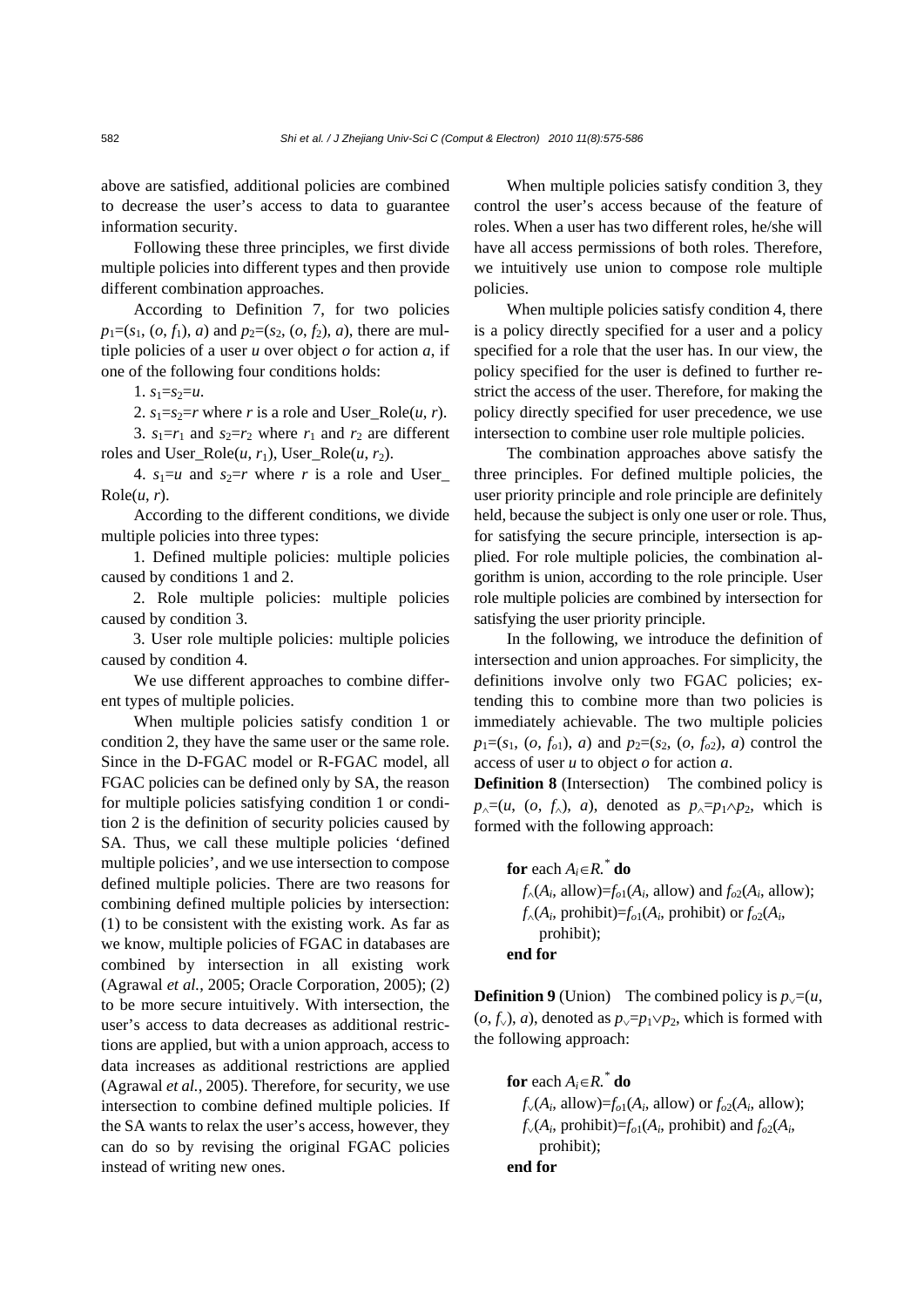above are satisfied, additional policies are combined to decrease the user's access to data to guarantee information security.

Following these three principles, we first divide multiple policies into different types and then provide different combination approaches.

According to Definition 7, for two policies $p_1=(s_1, (o, f_1), a)$ and $p_2=(s_2, (o, f_2), a)$, there are multiple policies of a user $u$ over object $o$ for action $a$, if one of the following four conditions holds:

1. $s_1=s_2=u$.

2. $s_1=s_2=r$ where $r$ is a role and User_Role($u$, $r$).

3. $s_1=r_1$ and $s_2=r_2$ where $r_1$ and $r_2$ are different roles and User_Role($u$, $r_1$), User_Role($u$, $r_2$).

4. $s_1=u$ and $s_2=r$ where $r$ is a role and User_Role($u$, $r$).

According to the different conditions, we divide multiple policies into three types:

1. Defined multiple policies: multiple policies caused by conditions 1 and 2.

2. Role multiple policies: multiple policies caused by condition 3.

3. User role multiple policies: multiple policies caused by condition 4.

We use different approaches to combine different types of multiple policies.

When multiple policies satisfy condition 1 or condition 2, they have the same user or the same role. Since in the D-FGAC model or R-FGAC model, all FGAC policies can be defined only by SA, the reason for multiple policies satisfying condition 1 or condition 2 is the definition of security policies caused by SA. Thus, we call these multiple policies 'defined multiple policies', and we use intersection to compose defined multiple policies. There are two reasons for combining defined multiple policies by intersection: (1) to be consistent with the existing work. As far as we know, multiple policies of FGAC in databases are combined by intersection in all existing work (Agrawal *et al.*, 2005; Oracle Corporation, 2005); (2) to be more secure intuitively. With intersection, the user's access to data decreases as additional restrictions are applied, but with a union approach, access to data increases as additional restrictions are applied (Agrawal *et al.*, 2005). Therefore, for security, we use intersection to combine defined multiple policies. If the SA wants to relax the user's access, however, they can do so by revising the original FGAC policies instead of writing new ones.

When multiple policies satisfy condition 3, they control the user's access because of the feature of roles. When a user has two different roles, he/she will have all access permissions of both roles. Therefore, we intuitively use union to compose role multiple policies.

When multiple policies satisfy condition 4, there is a policy directly specified for a user and a policy specified for a role that the user has. In our view, the policy specified for the user is defined to further restrict the access of the user. Therefore, for making the policy directly specified for user precedence, we use intersection to combine user role multiple policies.

The combination approaches above satisfy the three principles. For defined multiple policies, the user priority principle and role principle are definitely held, because the subject is only one user or role. Thus, for satisfying the secure principle, intersection is applied. For role multiple policies, the combination algorithm is union, according to the role principle. User role multiple policies are combined by intersection for satisfying the user priority principle.

In the following, we introduce the definition of intersection and union approaches. For simplicity, the definitions involve only two FGAC policies; extending this to combine more than two policies is immediately achievable. The two multiple policies $p_1=(s_1, (o, f_{o1}), a)$ and $p_2=(s_2, (o, f_{o2}), a)$ control the access of user $u$ to object $o$ for action $a$.

**Definition 8** (Intersection) The combined policy is $p_\wedge=(u, (o, f_\wedge), a)$, denoted as $p_\wedge=p_1\wedge p_2$, which is formed with the following approach:

> **for** each $A_i\in R.^*$ **do**
> $f_\wedge(A_i, \text{allow})=f_{o1}(A_i, \text{allow})$ and $f_{o2}(A_i, \text{allow})$;
> $f_\wedge(A_i, \text{prohibit})=f_{o1}(A_i, \text{prohibit})$ or $f_{o2}(A_i, \text{prohibit})$;
> **end for**

**Definition 9** (Union) The combined policy is $p_\vee=(u, (o, f_\vee), a)$, denoted as $p_\vee=p_1\vee p_2$, which is formed with the following approach:

> **for** each $A_i\in R.^*$ **do**
> $f_\vee(A_i, \text{allow})=f_{o1}(A_i, \text{allow})$ or $f_{o2}(A_i, \text{allow})$;
> $f_\vee(A_i, \text{prohibit})=f_{o1}(A_i, \text{prohibit})$ and $f_{o2}(A_i, \text{prohibit})$;
> **end for**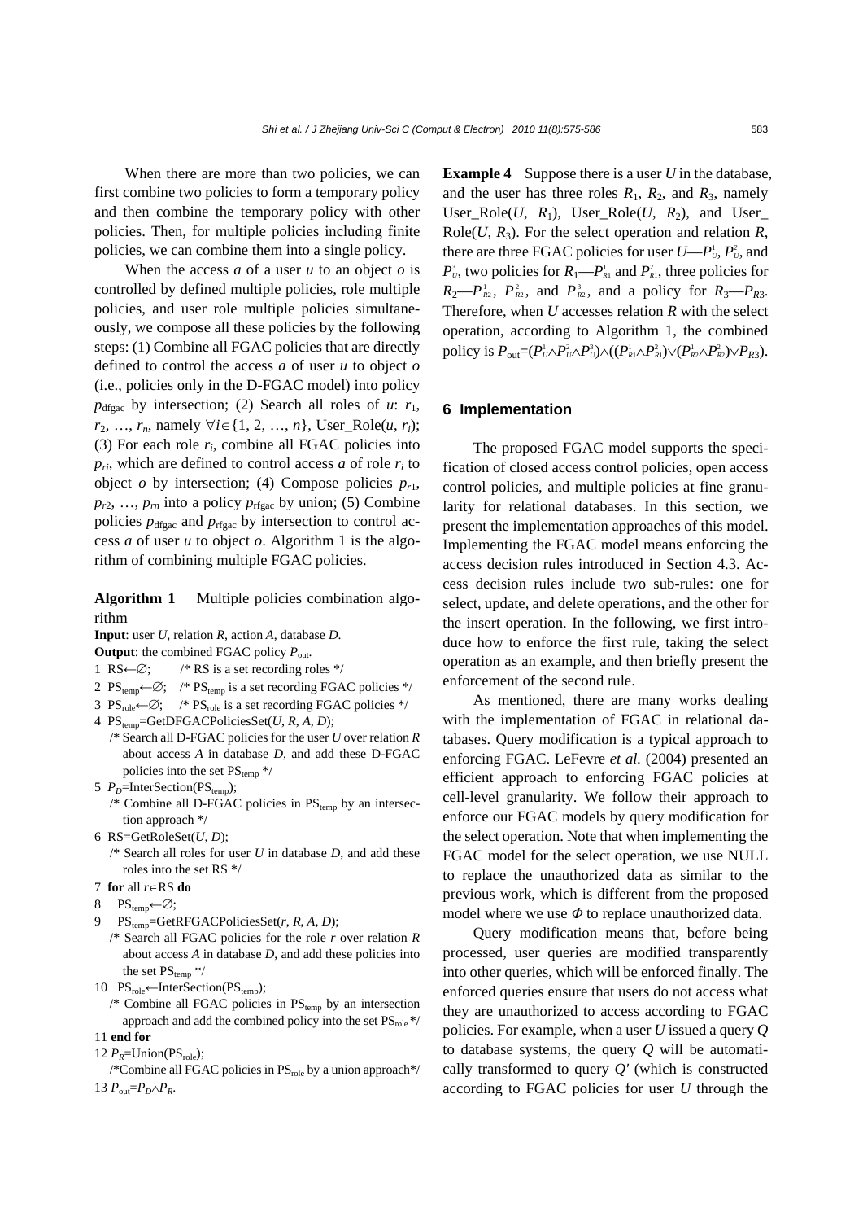When there are more than two policies, we can first combine two policies to form a temporary policy and then combine the temporary policy with other policies. Then, for multiple policies including finite policies, we can combine them into a single policy.

When the access $a$ of a user $u$ to an object $o$ is controlled by defined multiple policies, role multiple policies, and user role multiple policies simultaneously, we compose all these policies by the following steps: (1) Combine all FGAC policies that are directly defined to control the access $a$ of user $u$ to object $o$ (i.e., policies only in the D-FGAC model) into policy $p_{\text{dfgac}}$ by intersection; (2) Search all roles of $u$: $r_1$, $r_2$, …, $r_n$, namely $\forall i \in \{1, 2, \ldots, n\}$, User_Role($u$, $r_i$); (3) For each role $r_i$, combine all FGAC policies into $p_{ri}$, which are defined to control access $a$ of role $r_i$ to object $o$ by intersection; (4) Compose policies $p_{r1}$, $p_{r2}$, …, $p_{rn}$ into a policy $p_{\text{rfgac}}$ by union; (5) Combine policies $p_{\text{dfgac}}$ and $p_{\text{rfgac}}$ by intersection to control access $a$ of user $u$ to object $o$. Algorithm 1 is the algorithm of combining multiple FGAC policies.

**Algorithm 1** Multiple policies combination algorithm

**Input**: user $U$, relation $R$, action $A$, database $D$.
**Output**: the combined FGAC policy $P_{\text{out}}$.

```
1  RS←∅;        /* RS is a set recording roles */
2  PS_temp←∅;   /* PS_temp is a set recording FGAC policies */
3  PS_role←∅;   /* PS_role is a set recording FGAC policies */
4  PS_temp=GetDFGACPoliciesSet(U, R, A, D);
   /* Search all D-FGAC policies for the user U over relation R
      about access A in database D, and add these D-FGAC
      policies into the set PS_temp */
5  P_D=InterSection(PS_temp);
   /* Combine all D-FGAC policies in PS_temp by an intersection approach */
6  RS=GetRoleSet(U, D);
   /* Search all roles for user U in database D, and add these
      roles into the set RS */
7  for all r∈RS do
8    PS_temp←∅;
9    PS_temp=GetRFGACPoliciesSet(r, R, A, D);
   /* Search all FGAC policies for the role r over relation R
      about access A in database D, and add these policies into
      the set PS_temp */
10   PS_role←InterSection(PS_temp);
   /* Combine all FGAC policies in PS_temp by an intersection
      approach and add the combined policy into the set PS_role */
11 end for
12 P_R=Union(PS_role);
   /*Combine all FGAC policies in PS_role by a union approach*/
13 P_out=P_D∧P_R.
```

**Example 4** Suppose there is a user $U$ in the database, and the user has three roles $R_1$, $R_2$, and $R_3$, namely User_Role($U$, $R_1$), User_Role($U$, $R_2$), and User_Role($U$, $R_3$). For the select operation and relation $R$, there are three FGAC policies for user $U$—$P_U^1$, $P_U^2$, and $P_U^3$, two policies for $R_1$—$P_{R1}^1$ and $P_{R1}^2$, three policies for $R_2$—$P_{R2}^1$, $P_{R2}^2$, and $P_{R2}^3$, and a policy for $R_3$—$P_{R3}$. Therefore, when $U$ accesses relation $R$ with the select operation, according to Algorithm 1, the combined policy is $P_{\text{out}}=(P_U^1 \wedge P_U^2 \wedge P_U^3) \wedge ((P_{R1}^1 \wedge P_{R1}^2) \vee (P_{R2}^1 \wedge P_{R2}^2) \vee P_{R3})$.

## 6 Implementation

The proposed FGAC model supports the specification of closed access control policies, open access control policies, and multiple policies at fine granularity for relational databases. In this section, we present the implementation approaches of this model. Implementing the FGAC model means enforcing the access decision rules introduced in Section 4.3. Access decision rules include two sub-rules: one for select, update, and delete operations, and the other for the insert operation. In the following, we first introduce how to enforce the first rule, taking the select operation as an example, and then briefly present the enforcement of the second rule.

As mentioned, there are many works dealing with the implementation of FGAC in relational databases. Query modification is a typical approach to enforcing FGAC. LeFevre *et al.* (2004) presented an efficient approach to enforcing FGAC policies at cell-level granularity. We follow their approach to enforce our FGAC models by query modification for the select operation. Note that when implementing the FGAC model for the select operation, we use NULL to replace the unauthorized data as similar to the previous work, which is different from the proposed model where we use $\Phi$ to replace unauthorized data.

Query modification means that, before being processed, user queries are modified transparently into other queries, which will be enforced finally. The enforced queries ensure that users do not access what they are unauthorized to access according to FGAC policies. For example, when a user $U$ issued a query $Q$ to database systems, the query $Q$ will be automatically transformed to query $Q'$ (which is constructed according to FGAC policies for user $U$ through the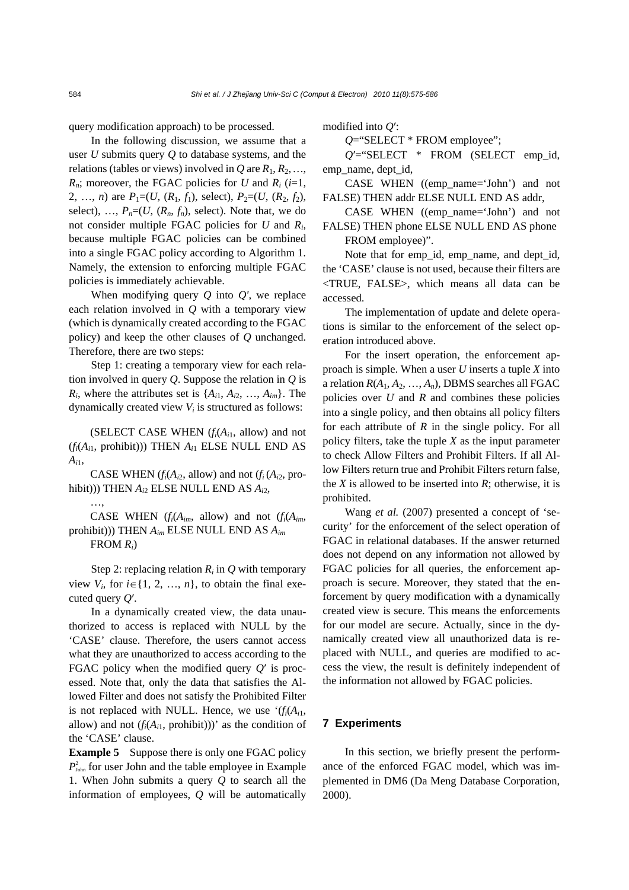query modification approach) to be processed.

In the following discussion, we assume that a user $U$ submits query $Q$ to database systems, and the relations (tables or views) involved in $Q$ are $R_1, R_2, \ldots, R_n$; moreover, the FGAC policies for $U$ and $R_i$ ($i$=1, 2, …, $n$) are $P_1$=($U$, ($R_1$, $f_1$), select), $P_2$=($U$, ($R_2$, $f_2$), select), …, $P_n$=($U$, ($R_n$, $f_n$), select). Note that, we do not consider multiple FGAC policies for $U$ and $R_i$, because multiple FGAC policies can be combined into a single FGAC policy according to Algorithm 1. Namely, the extension to enforcing multiple FGAC policies is immediately achievable.

When modifying query $Q$ into $Q'$, we replace each relation involved in $Q$ with a temporary view (which is dynamically created according to the FGAC policy) and keep the other clauses of $Q$ unchanged. Therefore, there are two steps:

Step 1: creating a temporary view for each relation involved in query $Q$. Suppose the relation in $Q$ is $R_i$, where the attributes set is $\{A_{i1}, A_{i2}, \ldots, A_{im}\}$. The dynamically created view $V_i$ is structured as follows:

(SELECT CASE WHEN ($f_i$($A_{i1}$, allow) and not ($f_i$($A_{i1}$, prohibit))) THEN $A_{i1}$ ELSE NULL END AS $A_{i1}$,

CASE WHEN ($f_i$($A_{i2}$, allow) and not ($f_i$ ($A_{i2}$, prohibit))) THEN $A_{i2}$ ELSE NULL END AS $A_{i2}$,

…,

CASE WHEN ($f_i$($A_{im}$, allow) and not ($f_i$($A_{im}$, prohibit))) THEN $A_{im}$ ELSE NULL END AS $A_{im}$

FROM $R_i$)

Step 2: replacing relation $R_i$ in $Q$ with temporary view $V_i$, for $i \in \{1, 2, \ldots, n\}$, to obtain the final executed query $Q'$.

In a dynamically created view, the data unauthorized to access is replaced with NULL by the 'CASE' clause. Therefore, the users cannot access what they are unauthorized to access according to the FGAC policy when the modified query $Q'$ is processed. Note that, only the data that satisfies the Allowed Filter and does not satisfy the Prohibited Filter is not replaced with NULL. Hence, we use '($f_i$($A_{i1}$, allow) and not ($f_i$($A_{i1}$, prohibit)))' as the condition of the 'CASE' clause.

**Example 5** Suppose there is only one FGAC policy $P^2_{\text{John}}$ for user John and the table employee in Example 1. When John submits a query $Q$ to search all the information of employees, $Q$ will be automatically modified into $Q'$:

$Q$="SELECT * FROM employee";

$Q'$="SELECT * FROM (SELECT emp_id, emp_name, dept_id,

CASE WHEN ((emp_name='John') and not FALSE) THEN addr ELSE NULL END AS addr,

CASE WHEN ((emp_name='John') and not FALSE) THEN phone ELSE NULL END AS phone

FROM employee)".

Note that for emp_id, emp_name, and dept_id, the 'CASE' clause is not used, because their filters are <TRUE, FALSE>, which means all data can be accessed.

The implementation of update and delete operations is similar to the enforcement of the select operation introduced above.

For the insert operation, the enforcement approach is simple. When a user $U$ inserts a tuple $X$ into a relation $R(A_1, A_2, \ldots, A_n)$, DBMS searches all FGAC policies over $U$ and $R$ and combines these policies into a single policy, and then obtains all policy filters for each attribute of $R$ in the single policy. For all policy filters, take the tuple $X$ as the input parameter to check Allow Filters and Prohibit Filters. If all Allow Filters return true and Prohibit Filters return false, the $X$ is allowed to be inserted into $R$; otherwise, it is prohibited.

Wang *et al.* (2007) presented a concept of 'security' for the enforcement of the select operation of FGAC in relational databases. If the answer returned does not depend on any information not allowed by FGAC policies for all queries, the enforcement approach is secure. Moreover, they stated that the enforcement by query modification with a dynamically created view is secure. This means the enforcements for our model are secure. Actually, since in the dynamically created view all unauthorized data is replaced with NULL, and queries are modified to access the view, the result is definitely independent of the information not allowed by FGAC policies.

## 7 Experiments

In this section, we briefly present the performance of the enforced FGAC model, which was implemented in DM6 (Da Meng Database Corporation, 2000).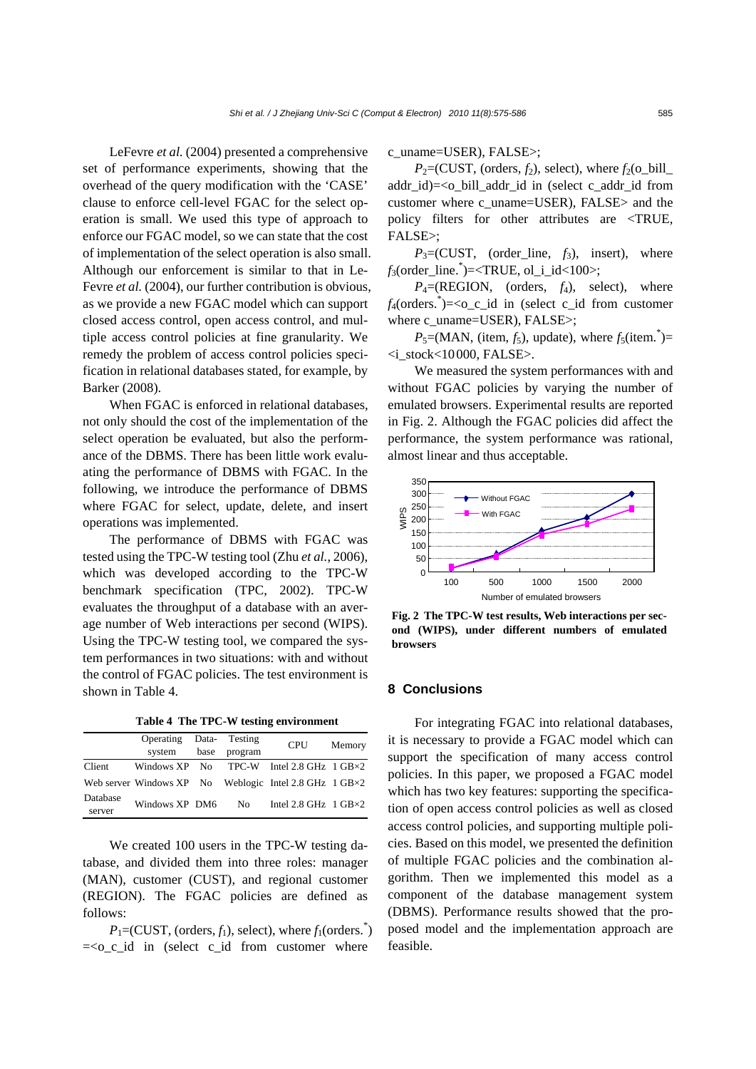LeFevre *et al.* (2004) presented a comprehensive set of performance experiments, showing that the overhead of the query modification with the 'CASE' clause to enforce cell-level FGAC for the select operation is small. We used this type of approach to enforce our FGAC model, so we can state that the cost of implementation of the select operation is also small. Although our enforcement is similar to that in LeFevre *et al.* (2004), our further contribution is obvious, as we provide a new FGAC model which can support closed access control, open access control, and multiple access control policies at fine granularity. We remedy the problem of access control policies specification in relational databases stated, for example, by Barker (2008).

When FGAC is enforced in relational databases, not only should the cost of the implementation of the select operation be evaluated, but also the performance of the DBMS. There has been little work evaluating the performance of DBMS with FGAC. In the following, we introduce the performance of DBMS where FGAC for select, update, delete, and insert operations was implemented.

The performance of DBMS with FGAC was tested using the TPC-W testing tool (Zhu *et al.*, 2006), which was developed according to the TPC-W benchmark specification (TPC, 2002). TPC-W evaluates the throughput of a database with an average number of Web interactions per second (WIPS). Using the TPC-W testing tool, we compared the system performances in two situations: with and without the control of FGAC policies. The test environment is shown in Table 4.

**Table 4 The TPC-W testing environment**

| | Operating system | Database | Testing program | CPU | Memory |
|---|---|---|---|---|---|
| Client | Windows XP | No | TPC-W | Intel 2.8 GHz | 1 GB×2 |
| Web server | Windows XP | No | Weblogic | Intel 2.8 GHz | 1 GB×2 |
| Database server | Windows XP | DM6 | No | Intel 2.8 GHz | 1 GB×2 |

We created 100 users in the TPC-W testing database, and divided them into three roles: manager (MAN), customer (CUST), and regional customer (REGION). The FGAC policies are defined as follows:

$P_1$=(CUST, (orders, $f_1$), select), where $f_1$(orders.$^*$)=<o_c_id in (select c_id from customer where c_uname=USER), FALSE>;

$P_2$=(CUST, (orders, $f_2$), select), where $f_2$(o_bill_addr_id)=<o_bill_addr_id in (select c_addr_id from customer where c_uname=USER), FALSE> and the policy filters for other attributes are <TRUE, FALSE>;

$P_3$=(CUST, (order_line, $f_3$), insert), where $f_3$(order_line.$^*$)=<TRUE, ol_i_id<100>;

$P_4$=(REGION, (orders, $f_4$), select), where $f_4$(orders.$^*$)=<o_c_id in (select c_id from customer where c_uname=USER), FALSE>;

$P_5$=(MAN, (item, $f_5$), update), where $f_5$(item.$^*$)=<i_stock<10000, FALSE>.

We measured the system performances with and without FGAC policies by varying the number of emulated browsers. Experimental results are reported in Fig. 2. Although the FGAC policies did affect the performance, the system performance was rational, almost linear and thus acceptable.

**Fig. 2 The TPC-W test results, Web interactions per second (WIPS), under different numbers of emulated browsers**

## 8 Conclusions

For integrating FGAC into relational databases, it is necessary to provide a FGAC model which can support the specification of many access control policies. In this paper, we proposed a FGAC model which has two key features: supporting the specification of open access control policies as well as closed access control policies, and supporting multiple policies. Based on this model, we presented the definition of multiple FGAC policies and the combination algorithm. Then we implemented this model as a component of the database management system (DBMS). Performance results showed that the proposed model and the implementation approach are feasible.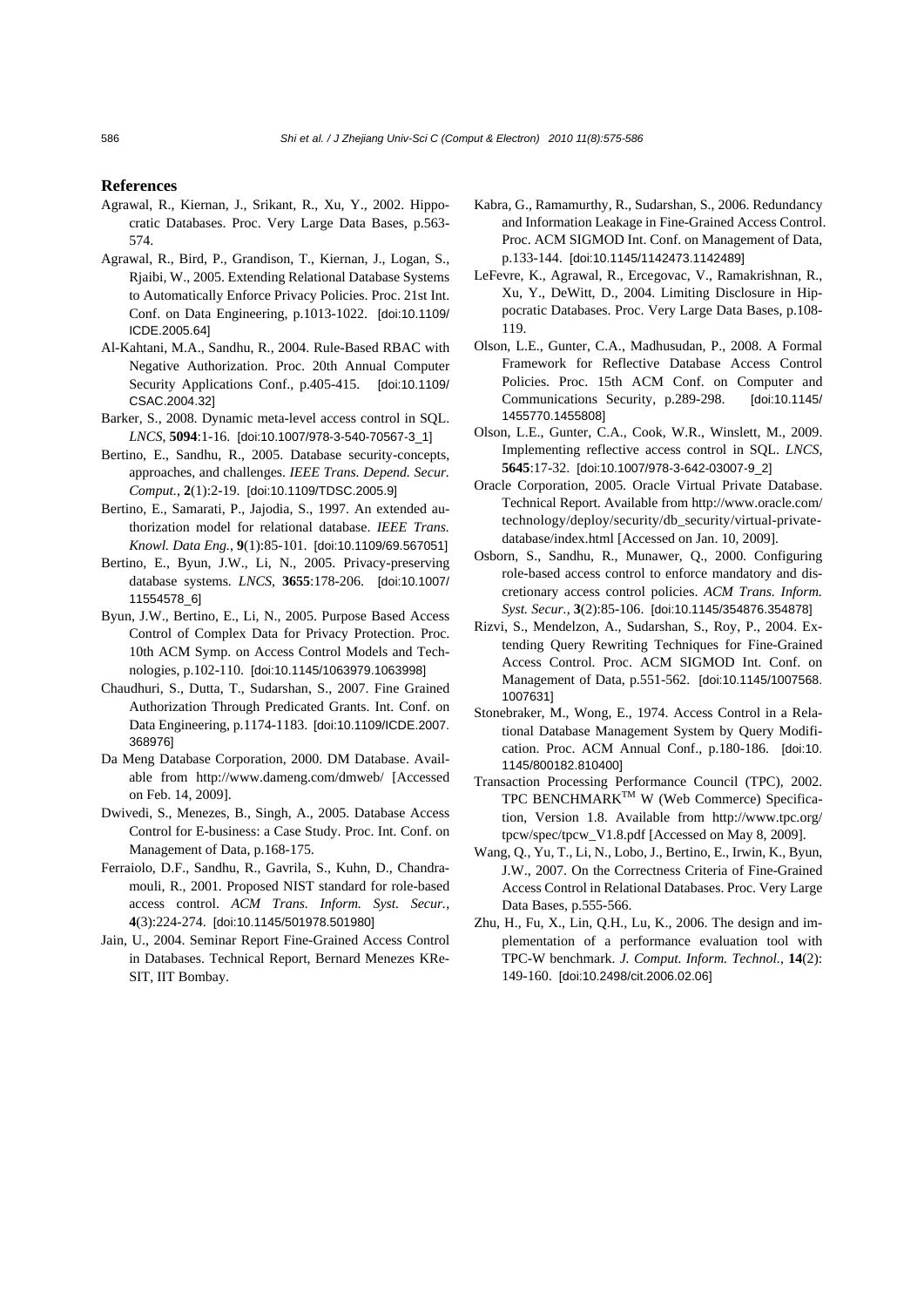## References

Agrawal, R., Kiernan, J., Srikant, R., Xu, Y., 2002. Hippocratic Databases. Proc. Very Large Data Bases, p.563-574.

Agrawal, R., Bird, P., Grandison, T., Kiernan, J., Logan, S., Rjaibi, W., 2005. Extending Relational Database Systems to Automatically Enforce Privacy Policies. Proc. 21st Int. Conf. on Data Engineering, p.1013-1022. [doi:10.1109/ICDE.2005.64]

Al-Kahtani, M.A., Sandhu, R., 2004. Rule-Based RBAC with Negative Authorization. Proc. 20th Annual Computer Security Applications Conf., p.405-415. [doi:10.1109/CSAC.2004.32]

Barker, S., 2008. Dynamic meta-level access control in SQL. *LNCS*, **5094**:1-16. [doi:10.1007/978-3-540-70567-3_1]

Bertino, E., Sandhu, R., 2005. Database security-concepts, approaches, and challenges. *IEEE Trans. Depend. Secur. Comput.*, **2**(1):2-19. [doi:10.1109/TDSC.2005.9]

Bertino, E., Samarati, P., Jajodia, S., 1997. An extended authorization model for relational database. *IEEE Trans. Knowl. Data Eng.*, **9**(1):85-101. [doi:10.1109/69.567051]

Bertino, E., Byun, J.W., Li, N., 2005. Privacy-preserving database systems. *LNCS*, **3655**:178-206. [doi:10.1007/11554578_6]

Byun, J.W., Bertino, E., Li, N., 2005. Purpose Based Access Control of Complex Data for Privacy Protection. Proc. 10th ACM Symp. on Access Control Models and Technologies, p.102-110. [doi:10.1145/1063979.1063998]

Chaudhuri, S., Dutta, T., Sudarshan, S., 2007. Fine Grained Authorization Through Predicated Grants. Int. Conf. on Data Engineering, p.1174-1183. [doi:10.1109/ICDE.2007.368976]

Da Meng Database Corporation, 2000. DM Database. Available from http://www.dameng.com/dmweb/ [Accessed on Feb. 14, 2009].

Dwivedi, S., Menezes, B., Singh, A., 2005. Database Access Control for E-business: a Case Study. Proc. Int. Conf. on Management of Data, p.168-175.

Ferraiolo, D.F., Sandhu, R., Gavrila, S., Kuhn, D., Chandramouli, R., 2001. Proposed NIST standard for role-based access control. *ACM Trans. Inform. Syst. Secur.*, **4**(3):224-274. [doi:10.1145/501978.501980]

Jain, U., 2004. Seminar Report Fine-Grained Access Control in Databases. Technical Report, Bernard Menezes KReSIT, IIT Bombay.

Kabra, G., Ramamurthy, R., Sudarshan, S., 2006. Redundancy and Information Leakage in Fine-Grained Access Control. Proc. ACM SIGMOD Int. Conf. on Management of Data, p.133-144. [doi:10.1145/1142473.1142489]

LeFevre, K., Agrawal, R., Ercegovac, V., Ramakrishnan, R., Xu, Y., DeWitt, D., 2004. Limiting Disclosure in Hippocratic Databases. Proc. Very Large Data Bases, p.108-119.

Olson, L.E., Gunter, C.A., Madhusudan, P., 2008. A Formal Framework for Reflective Database Access Control Policies. Proc. 15th ACM Conf. on Computer and Communications Security, p.289-298. [doi:10.1145/1455770.1455808]

Olson, L.E., Gunter, C.A., Cook, W.R., Winslett, M., 2009. Implementing reflective access control in SQL. *LNCS*, **5645**:17-32. [doi:10.1007/978-3-642-03007-9_2]

Oracle Corporation, 2005. Oracle Virtual Private Database. Technical Report. Available from http://www.oracle.com/technology/deploy/security/db_security/virtual-private-database/index.html [Accessed on Jan. 10, 2009].

Osborn, S., Sandhu, R., Munawer, Q., 2000. Configuring role-based access control to enforce mandatory and discretionary access control policies. *ACM Trans. Inform. Syst. Secur.*, **3**(2):85-106. [doi:10.1145/354876.354878]

Rizvi, S., Mendelzon, A., Sudarshan, S., Roy, P., 2004. Extending Query Rewriting Techniques for Fine-Grained Access Control. Proc. ACM SIGMOD Int. Conf. on Management of Data, p.551-562. [doi:10.1145/1007568.1007631]

Stonebraker, M., Wong, E., 1974. Access Control in a Relational Database Management System by Query Modification. Proc. ACM Annual Conf., p.180-186. [doi:10.1145/800182.810400]

Transaction Processing Performance Council (TPC), 2002. TPC BENCHMARK™ W (Web Commerce) Specification, Version 1.8. Available from http://www.tpc.org/tpcw/spec/tpcw_V1.8.pdf [Accessed on May 8, 2009].

Wang, Q., Yu, T., Li, N., Lobo, J., Bertino, E., Irwin, K., Byun, J.W., 2007. On the Correctness Criteria of Fine-Grained Access Control in Relational Databases. Proc. Very Large Data Bases, p.555-566.

Zhu, H., Fu, X., Lin, Q.H., Lu, K., 2006. The design and implementation of a performance evaluation tool with TPC-W benchmark. *J. Comput. Inform. Technol.*, **14**(2):149-160. [doi:10.2498/cit.2006.02.06]